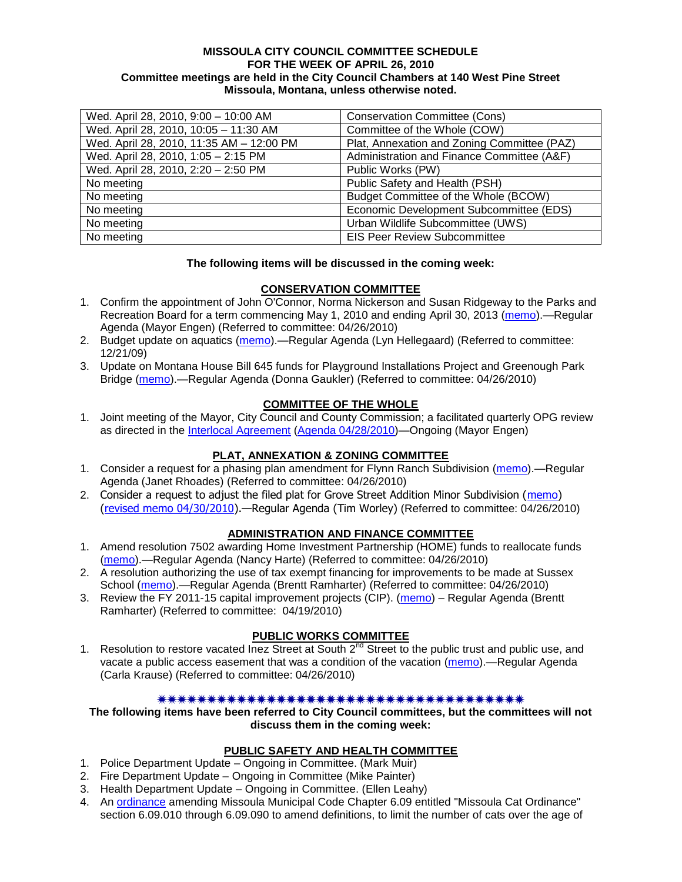**MISSOULA CITY COUNCIL COMMITTEE SCHEDULE**
**FOR THE WEEK OF APRIL 26, 2010**
**Committee meetings are held in the City Council Chambers at 140 West Pine Street Missoula, Montana, unless otherwise noted.**

| | |
|---|---|
| Wed. April 28, 2010, 9:00 – 10:00 AM | Conservation Committee (Cons) |
| Wed. April 28, 2010, 10:05 – 11:30 AM | Committee of the Whole (COW) |
| Wed. April 28, 2010, 11:35 AM – 12:00 PM | Plat, Annexation and Zoning Committee (PAZ) |
| Wed. April 28, 2010, 1:05 – 2:15 PM | Administration and Finance Committee (A&F) |
| Wed. April 28, 2010, 2:20 – 2:50 PM | Public Works (PW) |
| No meeting | Public Safety and Health (PSH) |
| No meeting | Budget Committee of the Whole (BCOW) |
| No meeting | Economic Development Subcommittee (EDS) |
| No meeting | Urban Wildlife Subcommittee (UWS) |
| No meeting | EIS Peer Review Subcommittee |

**The following items will be discussed in the coming week:**

**CONSERVATION COMMITTEE**

1. Confirm the appointment of John O'Connor, Norma Nickerson and Susan Ridgeway to the Parks and Recreation Board for a term commencing May 1, 2010 and ending April 30, 2013 (memo).—Regular Agenda (Mayor Engen) (Referred to committee: 04/26/2010)
2. Budget update on aquatics (memo).—Regular Agenda (Lyn Hellegaard) (Referred to committee: 12/21/09)
3. Update on Montana House Bill 645 funds for Playground Installations Project and Greenough Park Bridge (memo).—Regular Agenda (Donna Gaukler) (Referred to committee: 04/26/2010)

**COMMITTEE OF THE WHOLE**

1. Joint meeting of the Mayor, City Council and County Commission; a facilitated quarterly OPG review as directed in the Interlocal Agreement (Agenda 04/28/2010)—Ongoing (Mayor Engen)

**PLAT, ANNEXATION & ZONING COMMITTEE**

1. Consider a request for a phasing plan amendment for Flynn Ranch Subdivision (memo).—Regular Agenda (Janet Rhoades) (Referred to committee: 04/26/2010)
2. Consider a request to adjust the filed plat for Grove Street Addition Minor Subdivision (memo) (revised memo 04/30/2010).—Regular Agenda (Tim Worley) (Referred to committee: 04/26/2010)

**ADMINISTRATION AND FINANCE COMMITTEE**

1. Amend resolution 7502 awarding Home Investment Partnership (HOME) funds to reallocate funds (memo).—Regular Agenda (Nancy Harte) (Referred to committee: 04/26/2010)
2. A resolution authorizing the use of tax exempt financing for improvements to be made at Sussex School (memo).—Regular Agenda (Brentt Ramharter) (Referred to committee: 04/26/2010)
3. Review the FY 2011-15 capital improvement projects (CIP). (memo) – Regular Agenda (Brentt Ramharter) (Referred to committee: 04/19/2010)

**PUBLIC WORKS COMMITTEE**

1. Resolution to restore vacated Inez Street at South 2nd Street to the public trust and public use, and vacate a public access easement that was a condition of the vacation (memo).—Regular Agenda (Carla Krause) (Referred to committee: 04/26/2010)

✷✷✷✷✷✷✷✷✷✷✷✷✷✷✷✷✷✷✷✷✷✷✷✷✷✷✷✷✷✷✷✷✷✷✷✷✷✷✷✷

**The following items have been referred to City Council committees, but the committees will not discuss them in the coming week:**

**PUBLIC SAFETY AND HEALTH COMMITTEE**

1. Police Department Update – Ongoing in Committee. (Mark Muir)
2. Fire Department Update – Ongoing in Committee (Mike Painter)
3. Health Department Update – Ongoing in Committee. (Ellen Leahy)
4. An ordinance amending Missoula Municipal Code Chapter 6.09 entitled "Missoula Cat Ordinance" section 6.09.010 through 6.09.090 to amend definitions, to limit the number of cats over the age of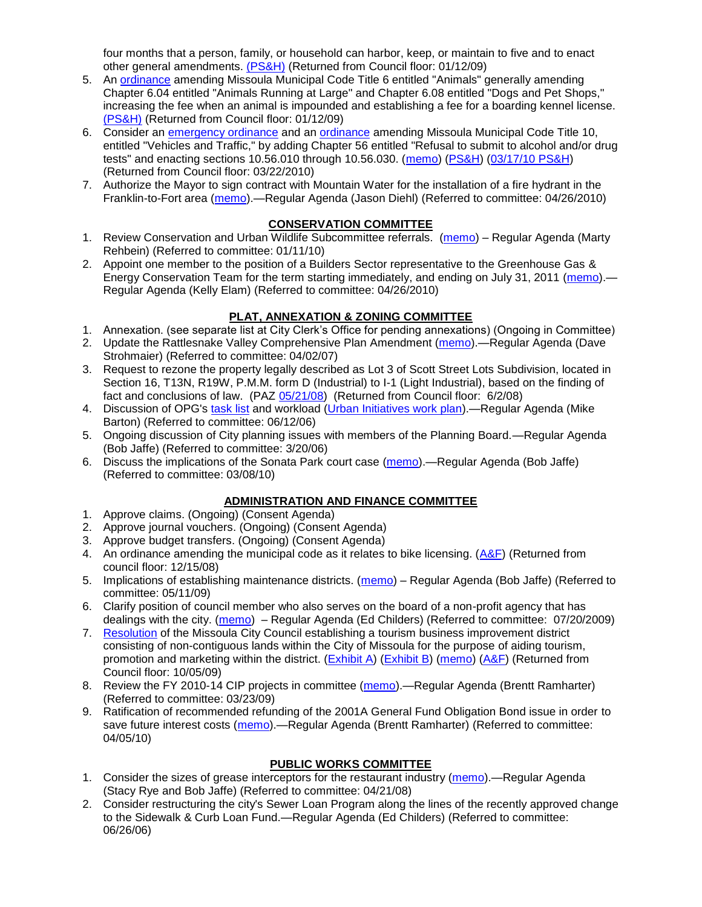four months that a person, family, or household can harbor, keep, or maintain to five and to enact other general amendments. (PS&H) (Returned from Council floor: 01/12/09)

5. An ordinance amending Missoula Municipal Code Title 6 entitled "Animals" generally amending Chapter 6.04 entitled "Animals Running at Large" and Chapter 6.08 entitled "Dogs and Pet Shops," increasing the fee when an animal is impounded and establishing a fee for a boarding kennel license. (PS&H) (Returned from Council floor: 01/12/09)
6. Consider an emergency ordinance and an ordinance amending Missoula Municipal Code Title 10, entitled "Vehicles and Traffic," by adding Chapter 56 entitled "Refusal to submit to alcohol and/or drug tests" and enacting sections 10.56.010 through 10.56.030. (memo) (PS&H) (03/17/10 PS&H) (Returned from Council floor: 03/22/2010)
7. Authorize the Mayor to sign contract with Mountain Water for the installation of a fire hydrant in the Franklin-to-Fort area (memo).—Regular Agenda (Jason Diehl) (Referred to committee: 04/26/2010)

## CONSERVATION COMMITTEE

1. Review Conservation and Urban Wildlife Subcommittee referrals. (memo) – Regular Agenda (Marty Rehbein) (Referred to committee: 01/11/10)
2. Appoint one member to the position of a Builders Sector representative to the Greenhouse Gas & Energy Conservation Team for the term starting immediately, and ending on July 31, 2011 (memo).—Regular Agenda (Kelly Elam) (Referred to committee: 04/26/2010)

## PLAT, ANNEXATION & ZONING COMMITTEE

1. Annexation. (see separate list at City Clerk's Office for pending annexations) (Ongoing in Committee)
2. Update the Rattlesnake Valley Comprehensive Plan Amendment (memo).—Regular Agenda (Dave Strohmaier) (Referred to committee: 04/02/07)
3. Request to rezone the property legally described as Lot 3 of Scott Street Lots Subdivision, located in Section 16, T13N, R19W, P.M.M. form D (Industrial) to I-1 (Light Industrial), based on the finding of fact and conclusions of law. (PAZ 05/21/08) (Returned from Council floor: 6/2/08)
4. Discussion of OPG's task list and workload (Urban Initiatives work plan).—Regular Agenda (Mike Barton) (Referred to committee: 06/12/06)
5. Ongoing discussion of City planning issues with members of the Planning Board.—Regular Agenda (Bob Jaffe) (Referred to committee: 3/20/06)
6. Discuss the implications of the Sonata Park court case (memo).—Regular Agenda (Bob Jaffe) (Referred to committee: 03/08/10)

## ADMINISTRATION AND FINANCE COMMITTEE

1. Approve claims. (Ongoing) (Consent Agenda)
2. Approve journal vouchers. (Ongoing) (Consent Agenda)
3. Approve budget transfers. (Ongoing) (Consent Agenda)
4. An ordinance amending the municipal code as it relates to bike licensing. (A&F) (Returned from council floor: 12/15/08)
5. Implications of establishing maintenance districts. (memo) – Regular Agenda (Bob Jaffe) (Referred to committee: 05/11/09)
6. Clarify position of council member who also serves on the board of a non-profit agency that has dealings with the city. (memo) – Regular Agenda (Ed Childers) (Referred to committee: 07/20/2009)
7. Resolution of the Missoula City Council establishing a tourism business improvement district consisting of non-contiguous lands within the City of Missoula for the purpose of aiding tourism, promotion and marketing within the district. (Exhibit A) (Exhibit B) (memo) (A&F) (Returned from Council floor: 10/05/09)
8. Review the FY 2010-14 CIP projects in committee (memo).—Regular Agenda (Brentt Ramharter) (Referred to committee: 03/23/09)
9. Ratification of recommended refunding of the 2001A General Fund Obligation Bond issue in order to save future interest costs (memo).—Regular Agenda (Brentt Ramharter) (Referred to committee: 04/05/10)

## PUBLIC WORKS COMMITTEE

1. Consider the sizes of grease interceptors for the restaurant industry (memo).—Regular Agenda (Stacy Rye and Bob Jaffe) (Referred to committee: 04/21/08)
2. Consider restructuring the city's Sewer Loan Program along the lines of the recently approved change to the Sidewalk & Curb Loan Fund.—Regular Agenda (Ed Childers) (Referred to committee: 06/26/06)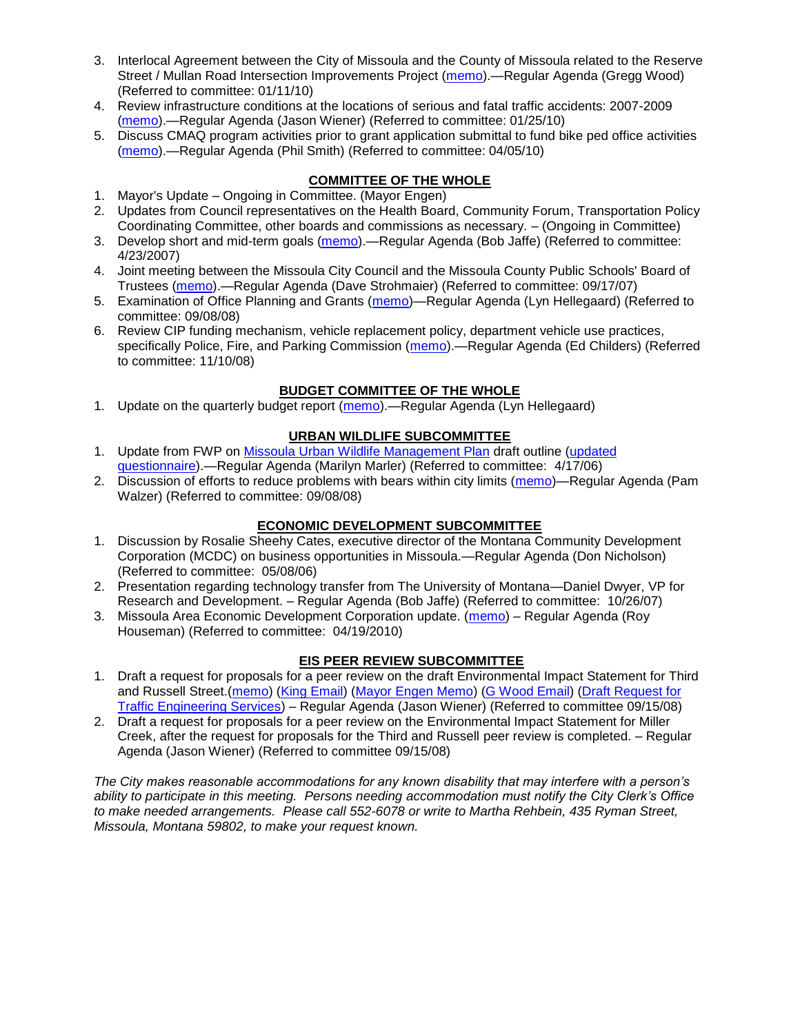3. Interlocal Agreement between the City of Missoula and the County of Missoula related to the Reserve Street / Mullan Road Intersection Improvements Project (memo).—Regular Agenda (Gregg Wood) (Referred to committee: 01/11/10)
4. Review infrastructure conditions at the locations of serious and fatal traffic accidents: 2007-2009 (memo).—Regular Agenda (Jason Wiener) (Referred to committee: 01/25/10)
5. Discuss CMAQ program activities prior to grant application submittal to fund bike ped office activities (memo).—Regular Agenda (Phil Smith) (Referred to committee: 04/05/10)

## COMMITTEE OF THE WHOLE

1. Mayor's Update – Ongoing in Committee. (Mayor Engen)
2. Updates from Council representatives on the Health Board, Community Forum, Transportation Policy Coordinating Committee, other boards and commissions as necessary. – (Ongoing in Committee)
3. Develop short and mid-term goals (memo).—Regular Agenda (Bob Jaffe) (Referred to committee: 4/23/2007)
4. Joint meeting between the Missoula City Council and the Missoula County Public Schools' Board of Trustees (memo).—Regular Agenda (Dave Strohmaier) (Referred to committee: 09/17/07)
5. Examination of Office Planning and Grants (memo)—Regular Agenda (Lyn Hellegaard) (Referred to committee: 09/08/08)
6. Review CIP funding mechanism, vehicle replacement policy, department vehicle use practices, specifically Police, Fire, and Parking Commission (memo).—Regular Agenda (Ed Childers) (Referred to committee: 11/10/08)

## BUDGET COMMITTEE OF THE WHOLE

1. Update on the quarterly budget report (memo).—Regular Agenda (Lyn Hellegaard)

## URBAN WILDLIFE SUBCOMMITTEE

1. Update from FWP on Missoula Urban Wildlife Management Plan draft outline (updated questionnaire).—Regular Agenda (Marilyn Marler) (Referred to committee: 4/17/06)
2. Discussion of efforts to reduce problems with bears within city limits (memo)—Regular Agenda (Pam Walzer) (Referred to committee: 09/08/08)

## ECONOMIC DEVELOPMENT SUBCOMMITTEE

1. Discussion by Rosalie Sheehy Cates, executive director of the Montana Community Development Corporation (MCDC) on business opportunities in Missoula.—Regular Agenda (Don Nicholson) (Referred to committee: 05/08/06)
2. Presentation regarding technology transfer from The University of Montana—Daniel Dwyer, VP for Research and Development. – Regular Agenda (Bob Jaffe) (Referred to committee: 10/26/07)
3. Missoula Area Economic Development Corporation update. (memo) – Regular Agenda (Roy Houseman) (Referred to committee: 04/19/2010)

## EIS PEER REVIEW SUBCOMMITTEE

1. Draft a request for proposals for a peer review on the draft Environmental Impact Statement for Third and Russell Street.(memo) (King Email) (Mayor Engen Memo) (G Wood Email) (Draft Request for Traffic Engineering Services) – Regular Agenda (Jason Wiener) (Referred to committee 09/15/08)
2. Draft a request for proposals for a peer review on the Environmental Impact Statement for Miller Creek, after the request for proposals for the Third and Russell peer review is completed. – Regular Agenda (Jason Wiener) (Referred to committee 09/15/08)

*The City makes reasonable accommodations for any known disability that may interfere with a person's ability to participate in this meeting. Persons needing accommodation must notify the City Clerk's Office to make needed arrangements. Please call 552-6078 or write to Martha Rehbein, 435 Ryman Street, Missoula, Montana 59802, to make your request known.*